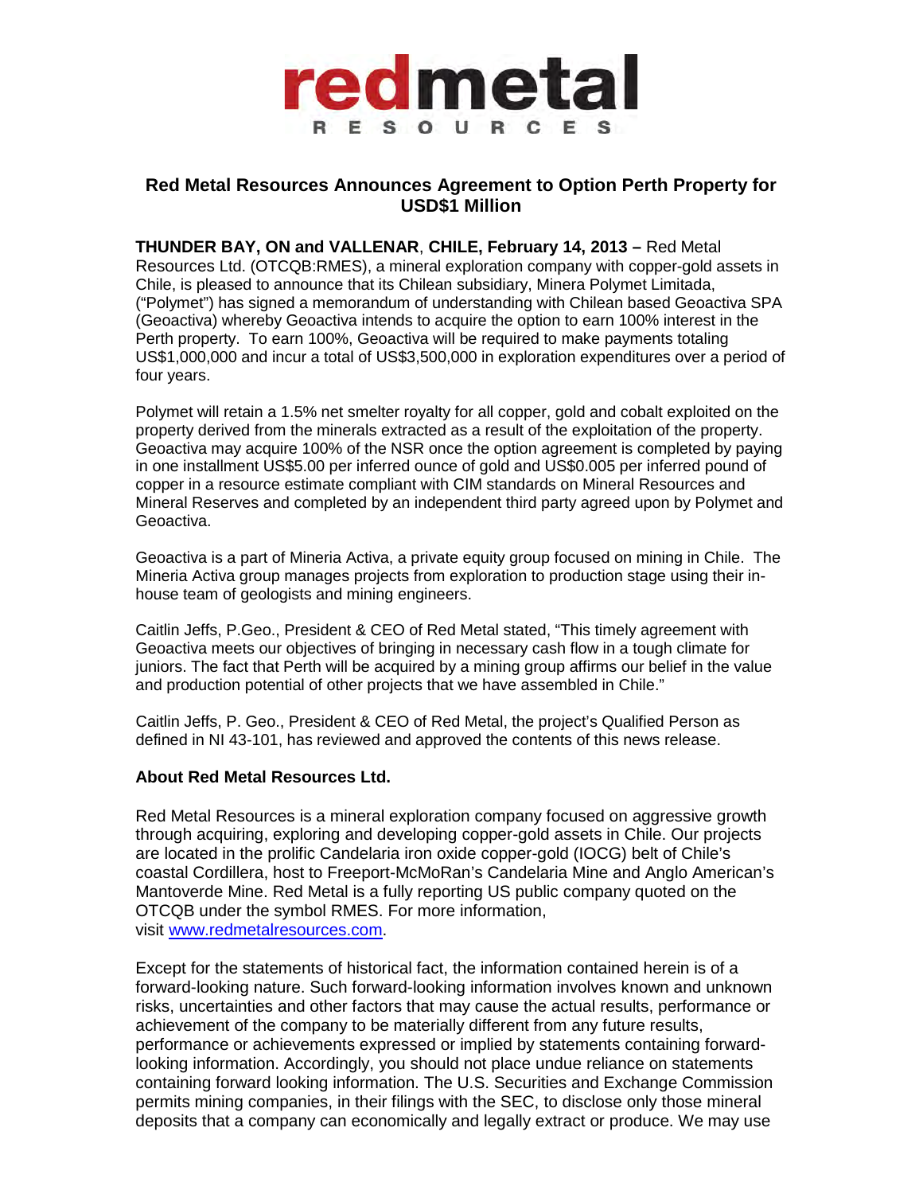# Red Metal Resources Announces Agreement to Option Perth Property for USD$1 Million

**THUNDER BAY, ON and VALLENAR**, **CHILE, February 14, 2013 –** Red Metal Resources Ltd. (OTCQB:RMES), a mineral exploration company with copper-gold assets in Chile, is pleased to announce that its Chilean subsidiary, Minera Polymet Limitada, ("Polymet") has signed a memorandum of understanding with Chilean based Geoactiva SPA (Geoactiva) whereby Geoactiva intends to acquire the option to earn 100% interest in the Perth property. To earn 100%, Geoactiva will be required to make payments totaling US$1,000,000 and incur a total of US$3,500,000 in exploration expenditures over a period of four years.

Polymet will retain a 1.5% net smelter royalty for all copper, gold and cobalt exploited on the property derived from the minerals extracted as a result of the exploitation of the property. Geoactiva may acquire 100% of the NSR once the option agreement is completed by paying in one installment US$5.00 per inferred ounce of gold and US$0.005 per inferred pound of copper in a resource estimate compliant with CIM standards on Mineral Resources and Mineral Reserves and completed by an independent third party agreed upon by Polymet and Geoactiva.

Geoactiva is a part of Mineria Activa, a private equity group focused on mining in Chile. The Mineria Activa group manages projects from exploration to production stage using their in-house team of geologists and mining engineers.

Caitlin Jeffs, P.Geo., President & CEO of Red Metal stated, "This timely agreement with Geoactiva meets our objectives of bringing in necessary cash flow in a tough climate for juniors. The fact that Perth will be acquired by a mining group affirms our belief in the value and production potential of other projects that we have assembled in Chile."

Caitlin Jeffs, P. Geo., President & CEO of Red Metal, the project's Qualified Person as defined in NI 43-101, has reviewed and approved the contents of this news release.

**About Red Metal Resources Ltd.**

Red Metal Resources is a mineral exploration company focused on aggressive growth through acquiring, exploring and developing copper-gold assets in Chile. Our projects are located in the prolific Candelaria iron oxide copper-gold (IOCG) belt of Chile's coastal Cordillera, host to Freeport-McMoRan's Candelaria Mine and Anglo American's Mantoverde Mine. Red Metal is a fully reporting US public company quoted on the OTCQB under the symbol RMES. For more information, visit www.redmetalresources.com.

Except for the statements of historical fact, the information contained herein is of a forward-looking nature. Such forward-looking information involves known and unknown risks, uncertainties and other factors that may cause the actual results, performance or achievement of the company to be materially different from any future results, performance or achievements expressed or implied by statements containing forward-looking information. Accordingly, you should not place undue reliance on statements containing forward looking information. The U.S. Securities and Exchange Commission permits mining companies, in their filings with the SEC, to disclose only those mineral deposits that a company can economically and legally extract or produce. We may use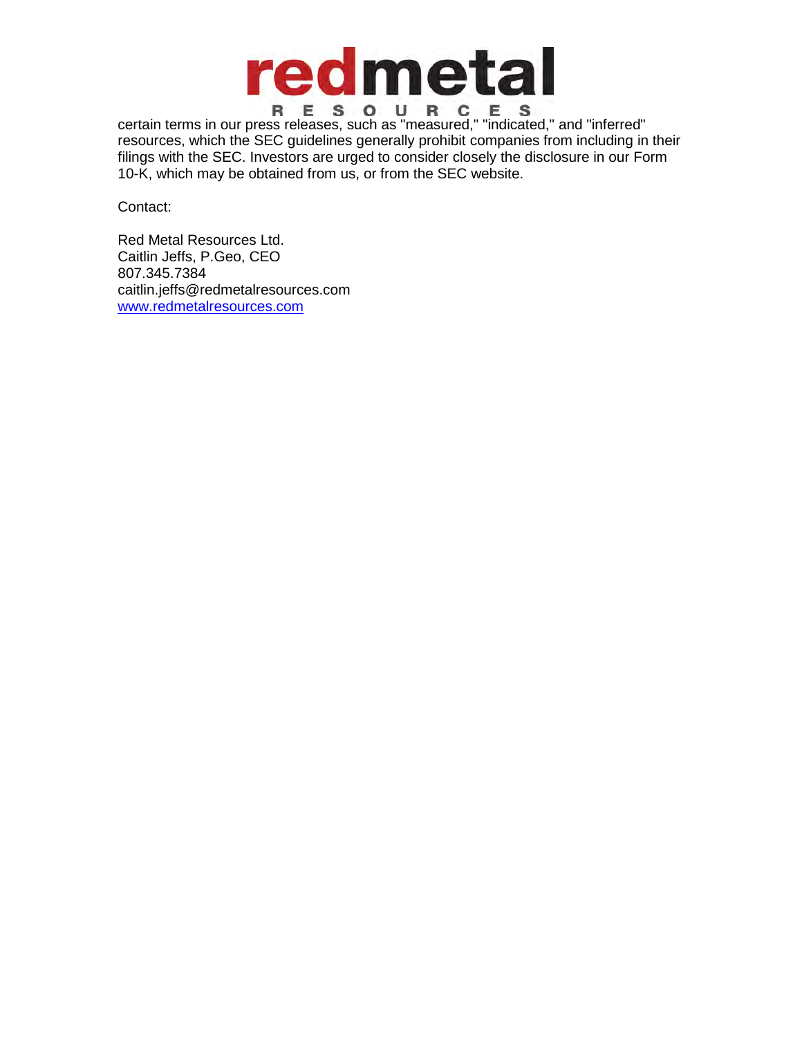certain terms in our press releases, such as "measured," "indicated," and "inferred" resources, which the SEC guidelines generally prohibit companies from including in their filings with the SEC. Investors are urged to consider closely the disclosure in our Form 10-K, which may be obtained from us, or from the SEC website.

Contact:

Red Metal Resources Ltd.
Caitlin Jeffs, P.Geo, CEO
807.345.7384
caitlin.jeffs@redmetalresources.com
[www.redmetalresources.com](http://www.redmetalresources.com)